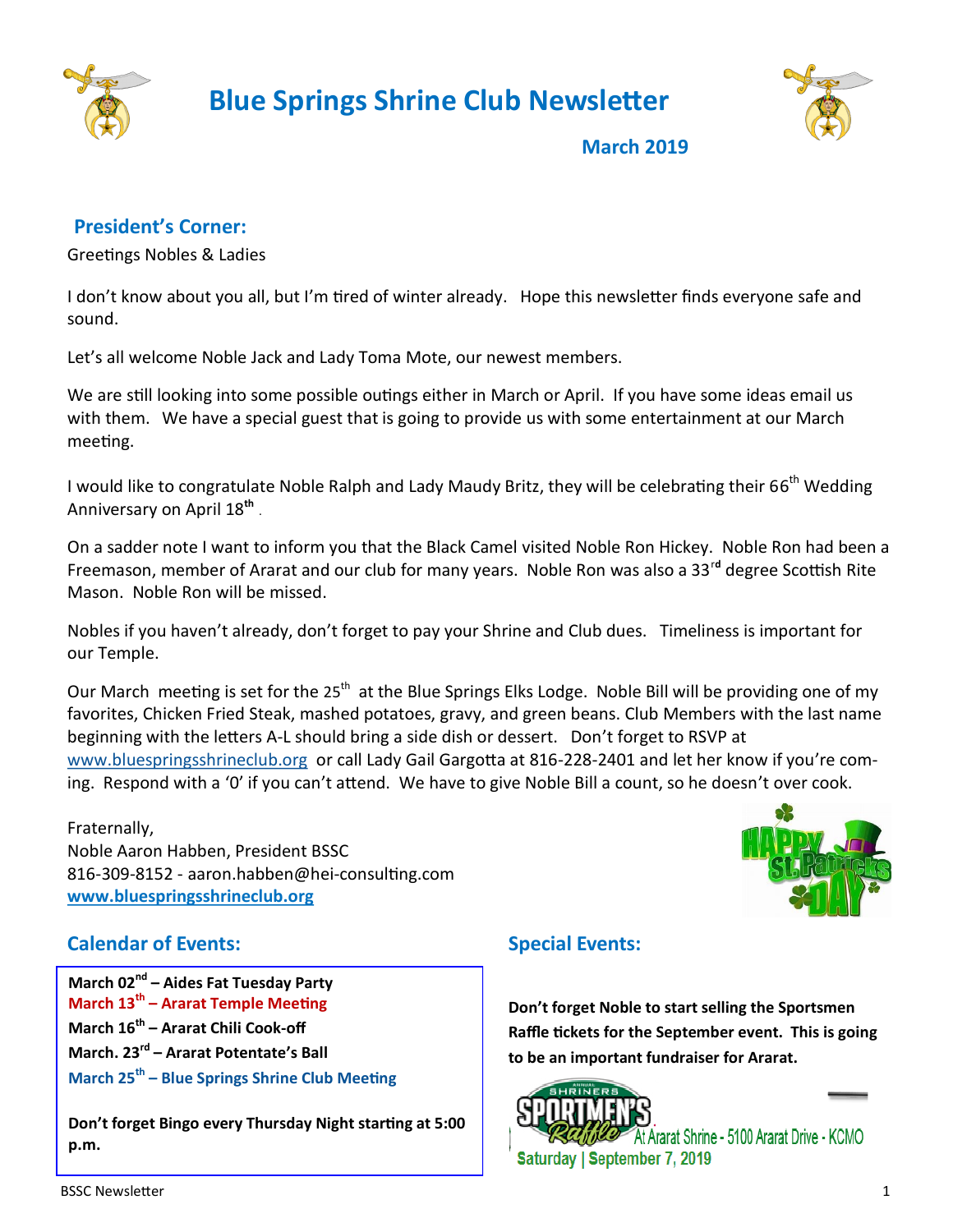# Blue Springs Shrine Club Newsletter

**March 2019**

## President's Corner:

Greetings Nobles & Ladies

I don't know about you all, but I'm tired of winter already. Hope this newsletter finds everyone safe and sound.

Let's all welcome Noble Jack and Lady Toma Mote, our newest members.

We are still looking into some possible outings either in March or April. If you have some ideas email us with them. We have a special guest that is going to provide us with some entertainment at our March meeting.

I would like to congratulate Noble Ralph and Lady Maudy Britz, they will be celebrating their 66th Wedding Anniversary on April 18th.

On a sadder note I want to inform you that the Black Camel visited Noble Ron Hickey. Noble Ron had been a Freemason, member of Ararat and our club for many years. Noble Ron was also a 33rd degree Scottish Rite Mason. Noble Ron will be missed.

Nobles if you haven't already, don't forget to pay your Shrine and Club dues. Timeliness is important for our Temple.

Our March meeting is set for the 25th at the Blue Springs Elks Lodge. Noble Bill will be providing one of my favorites, Chicken Fried Steak, mashed potatoes, gravy, and green beans. Club Members with the last name beginning with the letters A-L should bring a side dish or dessert. Don't forget to RSVP at www.bluespringsshrineclub.org or call Lady Gail Gargotta at 816-228-2401 and let her know if you're coming. Respond with a '0' if you can't attend. We have to give Noble Bill a count, so he doesn't over cook.

Fraternally,
Noble Aaron Habben, President BSSC
816-309-8152 - aaron.habben@hei-consulting.com
**www.bluespringsshrineclub.org**

HAPPY St. Patrick's DAY

## Calendar of Events:

**March 02nd – Aides Fat Tuesday Party**
**March 13th – Ararat Temple Meeting**
**March 16th – Ararat Chili Cook-off**
**March. 23rd – Ararat Potentate's Ball**
**March 25th – Blue Springs Shrine Club Meeting**

**Don't forget Bingo every Thursday Night starting at 5:00 p.m.**

## Special Events:

**Don't forget Noble to start selling the Sportsmen Raffle tickets for the September event. This is going to be an important fundraiser for Ararat.**

Annual Shriners Sportmen's Raffle At Ararat Shrine - 5100 Ararat Drive - KCMO
Saturday | September 7, 2019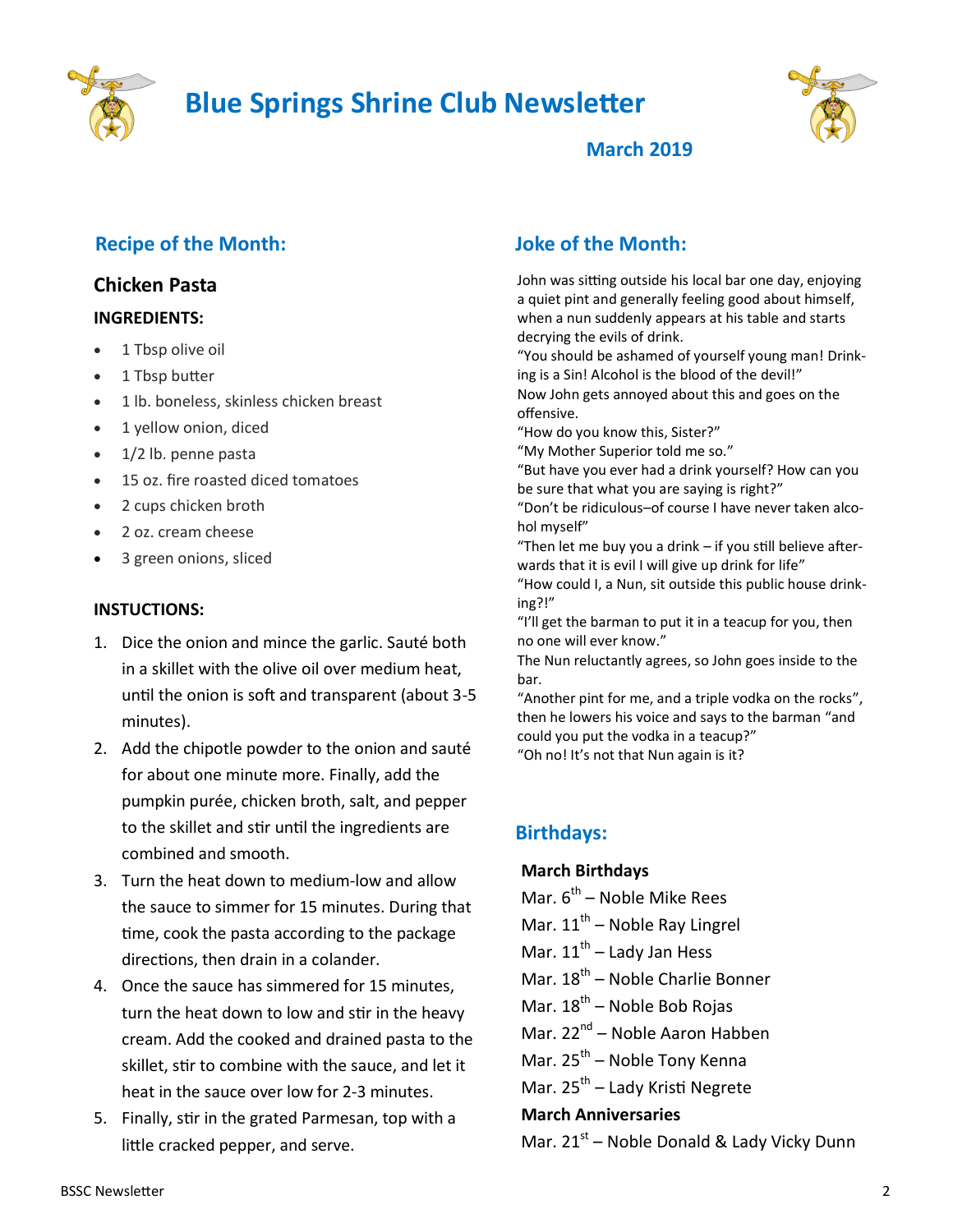# Blue Springs Shrine Club Newsletter

**March 2019**

## Recipe of the Month:

### Chicken Pasta

**INGREDIENTS:**

- 1 Tbsp olive oil
- 1 Tbsp butter
- 1 lb. boneless, skinless chicken breast
- 1 yellow onion, diced
- 1/2 lb. penne pasta
- 15 oz. fire roasted diced tomatoes
- 2 cups chicken broth
- 2 oz. cream cheese
- 3 green onions, sliced

**INSTUCTIONS:**

1. Dice the onion and mince the garlic. Sauté both in a skillet with the olive oil over medium heat, until the onion is soft and transparent (about 3-5 minutes).
2. Add the chipotle powder to the onion and sauté for about one minute more. Finally, add the pumpkin purée, chicken broth, salt, and pepper to the skillet and stir until the ingredients are combined and smooth.
3. Turn the heat down to medium-low and allow the sauce to simmer for 15 minutes. During that time, cook the pasta according to the package directions, then drain in a colander.
4. Once the sauce has simmered for 15 minutes, turn the heat down to low and stir in the heavy cream. Add the cooked and drained pasta to the skillet, stir to combine with the sauce, and let it heat in the sauce over low for 2-3 minutes.
5. Finally, stir in the grated Parmesan, top with a little cracked pepper, and serve.

## Joke of the Month:

John was sitting outside his local bar one day, enjoying a quiet pint and generally feeling good about himself, when a nun suddenly appears at his table and starts decrying the evils of drink.

"You should be ashamed of yourself young man! Drinking is a Sin! Alcohol is the blood of the devil!"

Now John gets annoyed about this and goes on the offensive.

"How do you know this, Sister?"

"My Mother Superior told me so."

"But have you ever had a drink yourself? How can you be sure that what you are saying is right?"

"Don't be ridiculous–of course I have never taken alcohol myself"

"Then let me buy you a drink – if you still believe afterwards that it is evil I will give up drink for life"

"How could I, a Nun, sit outside this public house drinking?!"

"I'll get the barman to put it in a teacup for you, then no one will ever know."

The Nun reluctantly agrees, so John goes inside to the bar.

"Another pint for me, and a triple vodka on the rocks", then he lowers his voice and says to the barman "and could you put the vodka in a teacup?"

"Oh no! It's not that Nun again is it?

## Birthdays:

**March Birthdays**

Mar. 6th – Noble Mike Rees

Mar. 11th – Noble Ray Lingrel

Mar. 11th – Lady Jan Hess

Mar. 18th – Noble Charlie Bonner

Mar. 18th – Noble Bob Rojas

Mar. 22nd – Noble Aaron Habben

Mar. 25th – Noble Tony Kenna

Mar. 25th – Lady Kristi Negrete

**March Anniversaries**

Mar. 21st – Noble Donald & Lady Vicky Dunn